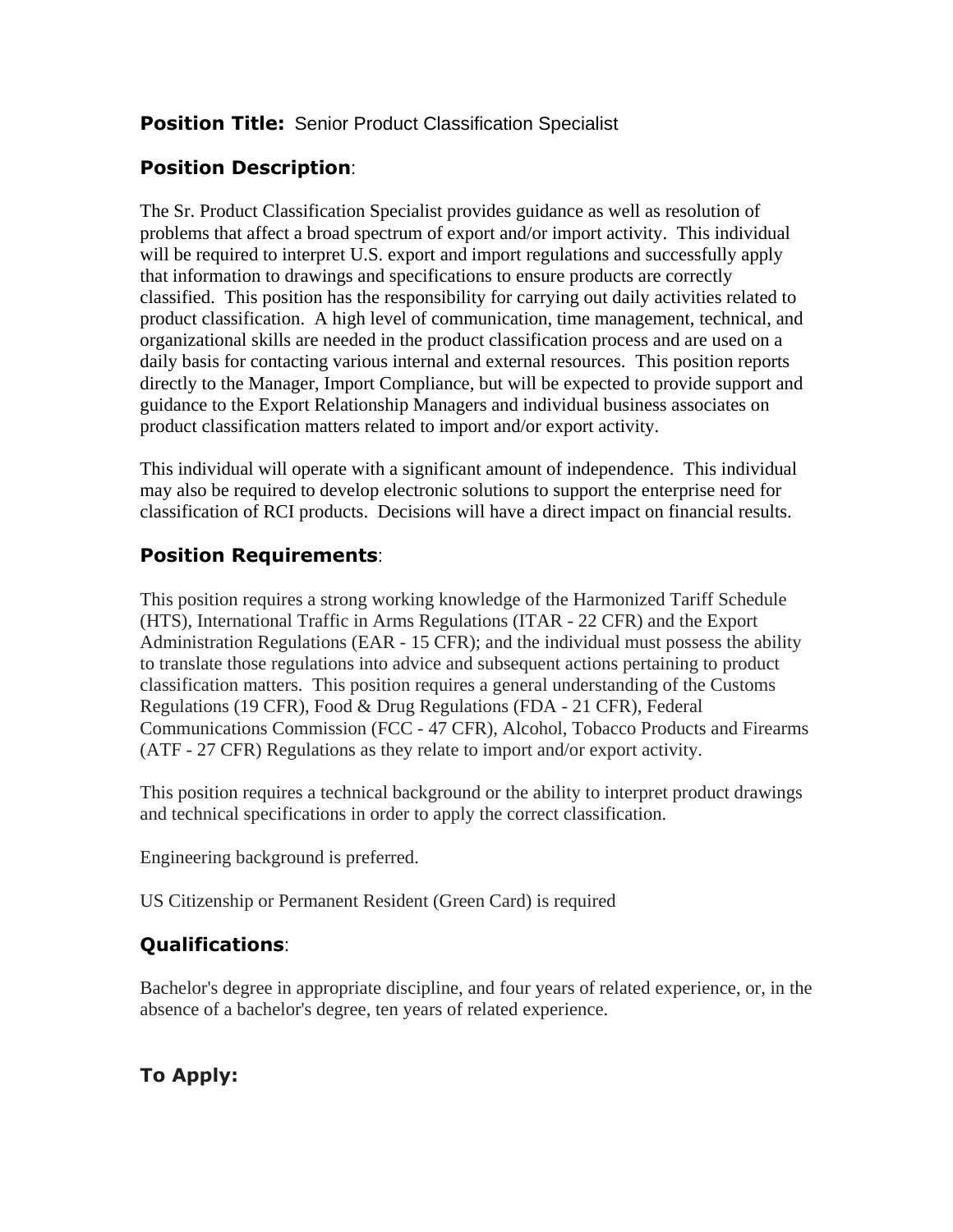**Position Title:** Senior Product Classification Specialist

## Position Description:

The Sr. Product Classification Specialist provides guidance as well as resolution of problems that affect a broad spectrum of export and/or import activity. This individual will be required to interpret U.S. export and import regulations and successfully apply that information to drawings and specifications to ensure products are correctly classified. This position has the responsibility for carrying out daily activities related to product classification. A high level of communication, time management, technical, and organizational skills are needed in the product classification process and are used on a daily basis for contacting various internal and external resources. This position reports directly to the Manager, Import Compliance, but will be expected to provide support and guidance to the Export Relationship Managers and individual business associates on product classification matters related to import and/or export activity.

This individual will operate with a significant amount of independence. This individual may also be required to develop electronic solutions to support the enterprise need for classification of RCI products. Decisions will have a direct impact on financial results.

## Position Requirements:

This position requires a strong working knowledge of the Harmonized Tariff Schedule (HTS), International Traffic in Arms Regulations (ITAR - 22 CFR) and the Export Administration Regulations (EAR - 15 CFR); and the individual must possess the ability to translate those regulations into advice and subsequent actions pertaining to product classification matters. This position requires a general understanding of the Customs Regulations (19 CFR), Food & Drug Regulations (FDA - 21 CFR), Federal Communications Commission (FCC - 47 CFR), Alcohol, Tobacco Products and Firearms (ATF - 27 CFR) Regulations as they relate to import and/or export activity.

This position requires a technical background or the ability to interpret product drawings and technical specifications in order to apply the correct classification.

Engineering background is preferred.

US Citizenship or Permanent Resident (Green Card) is required

## Qualifications:

Bachelor's degree in appropriate discipline, and four years of related experience, or, in the absence of a bachelor's degree, ten years of related experience.

## To Apply: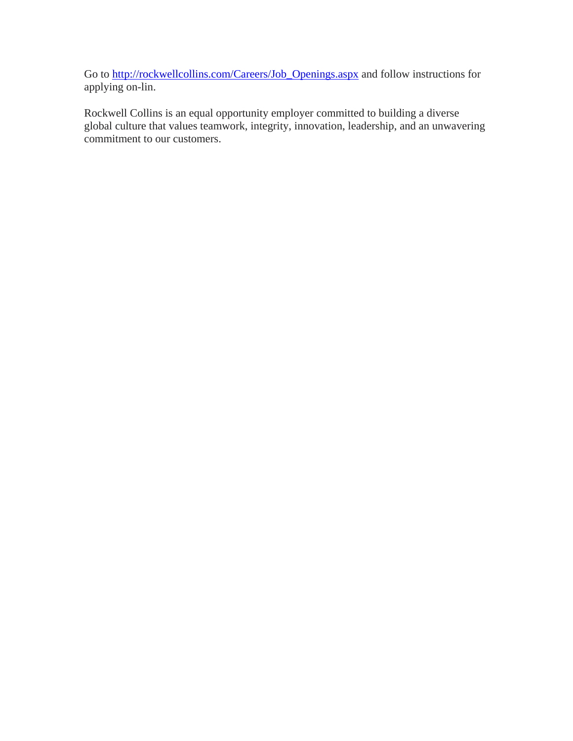Go to http://rockwellcollins.com/Careers/Job_Openings.aspx and follow instructions for applying on-lin.

Rockwell Collins is an equal opportunity employer committed to building a diverse global culture that values teamwork, integrity, innovation, leadership, and an unwavering commitment to our customers.